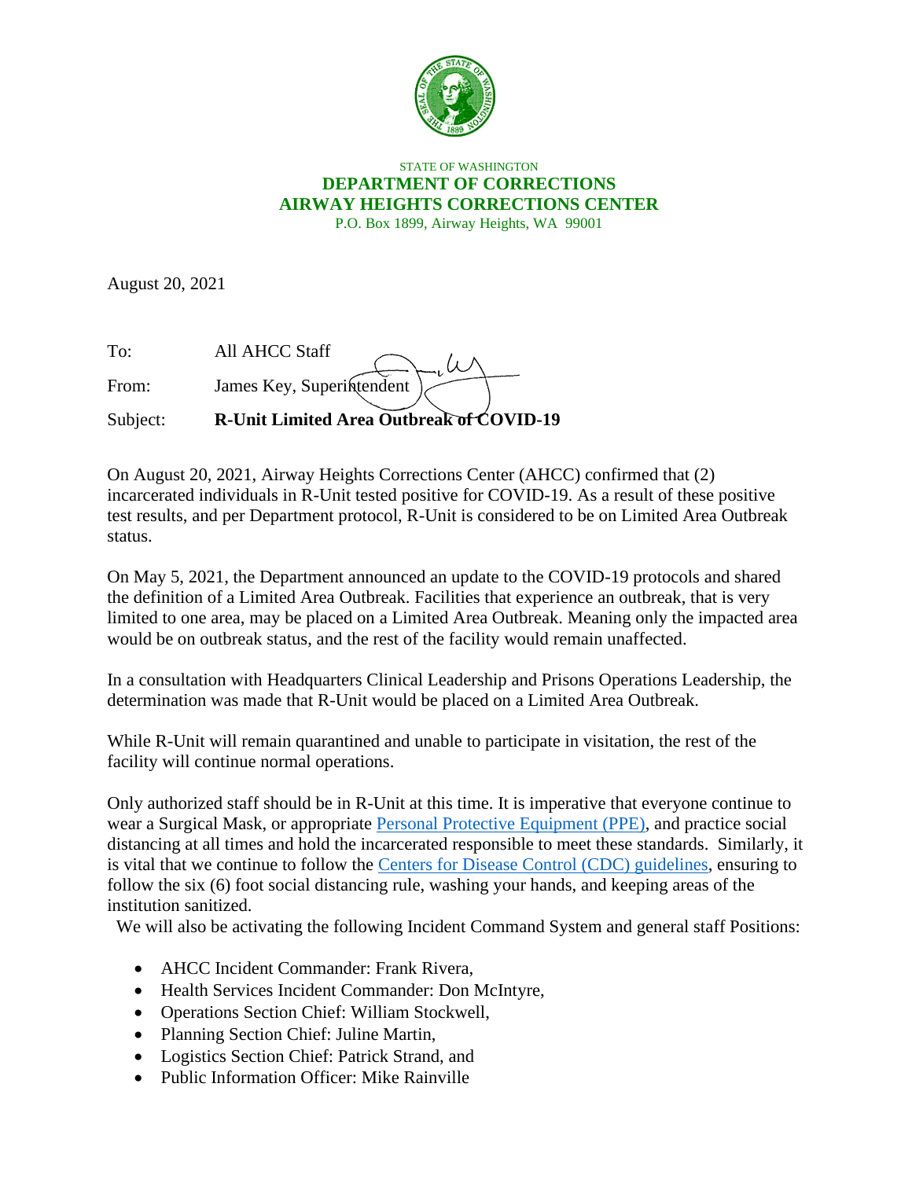STATE OF WASHINGTON

**DEPARTMENT OF CORRECTIONS**

**AIRWAY HEIGHTS CORRECTIONS CENTER**

P.O. Box 1899, Airway Heights, WA 99001

August 20, 2021

To: All AHCC Staff

From: James Key, Superintendent

Subject: **R-Unit Limited Area Outbreak of COVID-19**

On August 20, 2021, Airway Heights Corrections Center (AHCC) confirmed that (2) incarcerated individuals in R-Unit tested positive for COVID-19. As a result of these positive test results, and per Department protocol, R-Unit is considered to be on Limited Area Outbreak status.

On May 5, 2021, the Department announced an update to the COVID-19 protocols and shared the definition of a Limited Area Outbreak. Facilities that experience an outbreak, that is very limited to one area, may be placed on a Limited Area Outbreak. Meaning only the impacted area would be on outbreak status, and the rest of the facility would remain unaffected.

In a consultation with Headquarters Clinical Leadership and Prisons Operations Leadership, the determination was made that R-Unit would be placed on a Limited Area Outbreak.

While R-Unit will remain quarantined and unable to participate in visitation, the rest of the facility will continue normal operations.

Only authorized staff should be in R-Unit at this time. It is imperative that everyone continue to wear a Surgical Mask, or appropriate Personal Protective Equipment (PPE), and practice social distancing at all times and hold the incarcerated responsible to meet these standards. Similarly, it is vital that we continue to follow the Centers for Disease Control (CDC) guidelines, ensuring to follow the six (6) foot social distancing rule, washing your hands, and keeping areas of the institution sanitized.

We will also be activating the following Incident Command System and general staff Positions:

- AHCC Incident Commander: Frank Rivera,
- Health Services Incident Commander: Don McIntyre,
- Operations Section Chief: William Stockwell,
- Planning Section Chief: Juline Martin,
- Logistics Section Chief: Patrick Strand, and
- Public Information Officer: Mike Rainville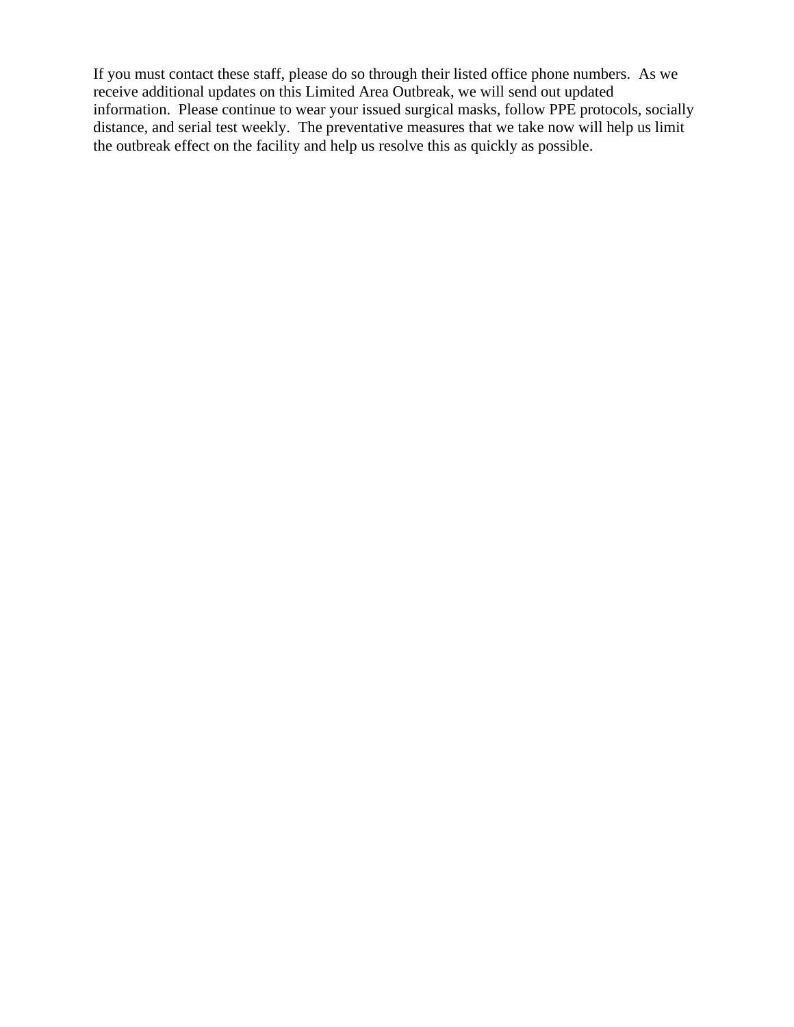If you must contact these staff, please do so through their listed office phone numbers. As we receive additional updates on this Limited Area Outbreak, we will send out updated information. Please continue to wear your issued surgical masks, follow PPE protocols, socially distance, and serial test weekly. The preventative measures that we take now will help us limit the outbreak effect on the facility and help us resolve this as quickly as possible.